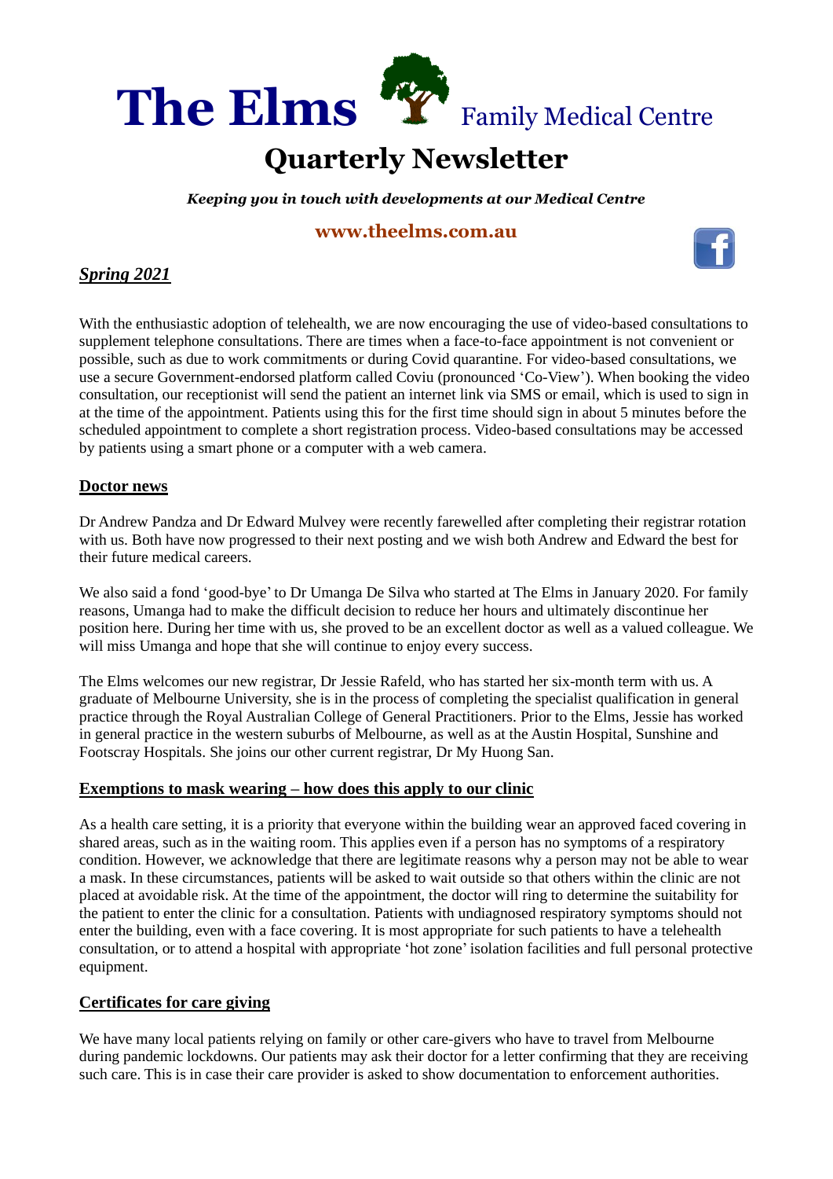# The Elms Family Medical Centre

# Quarterly Newsletter

***Keeping you in touch with developments at our Medical Centre***

**www.theelms.com.au**

## ***Spring 2021***

With the enthusiastic adoption of telehealth, we are now encouraging the use of video-based consultations to supplement telephone consultations. There are times when a face-to-face appointment is not convenient or possible, such as due to work commitments or during Covid quarantine. For video-based consultations, we use a secure Government-endorsed platform called Coviu (pronounced 'Co-View'). When booking the video consultation, our receptionist will send the patient an internet link via SMS or email, which is used to sign in at the time of the appointment. Patients using this for the first time should sign in about 5 minutes before the scheduled appointment to complete a short registration process. Video-based consultations may be accessed by patients using a smart phone or a computer with a web camera.

### **Doctor news**

Dr Andrew Pandza and Dr Edward Mulvey were recently farewelled after completing their registrar rotation with us. Both have now progressed to their next posting and we wish both Andrew and Edward the best for their future medical careers.

We also said a fond 'good-bye' to Dr Umanga De Silva who started at The Elms in January 2020. For family reasons, Umanga had to make the difficult decision to reduce her hours and ultimately discontinue her position here. During her time with us, she proved to be an excellent doctor as well as a valued colleague. We will miss Umanga and hope that she will continue to enjoy every success.

The Elms welcomes our new registrar, Dr Jessie Rafeld, who has started her six-month term with us. A graduate of Melbourne University, she is in the process of completing the specialist qualification in general practice through the Royal Australian College of General Practitioners. Prior to the Elms, Jessie has worked in general practice in the western suburbs of Melbourne, as well as at the Austin Hospital, Sunshine and Footscray Hospitals. She joins our other current registrar, Dr My Huong San.

### **Exemptions to mask wearing – how does this apply to our clinic**

As a health care setting, it is a priority that everyone within the building wear an approved faced covering in shared areas, such as in the waiting room. This applies even if a person has no symptoms of a respiratory condition. However, we acknowledge that there are legitimate reasons why a person may not be able to wear a mask. In these circumstances, patients will be asked to wait outside so that others within the clinic are not placed at avoidable risk. At the time of the appointment, the doctor will ring to determine the suitability for the patient to enter the clinic for a consultation. Patients with undiagnosed respiratory symptoms should not enter the building, even with a face covering. It is most appropriate for such patients to have a telehealth consultation, or to attend a hospital with appropriate 'hot zone' isolation facilities and full personal protective equipment.

### **Certificates for care giving**

We have many local patients relying on family or other care-givers who have to travel from Melbourne during pandemic lockdowns. Our patients may ask their doctor for a letter confirming that they are receiving such care. This is in case their care provider is asked to show documentation to enforcement authorities.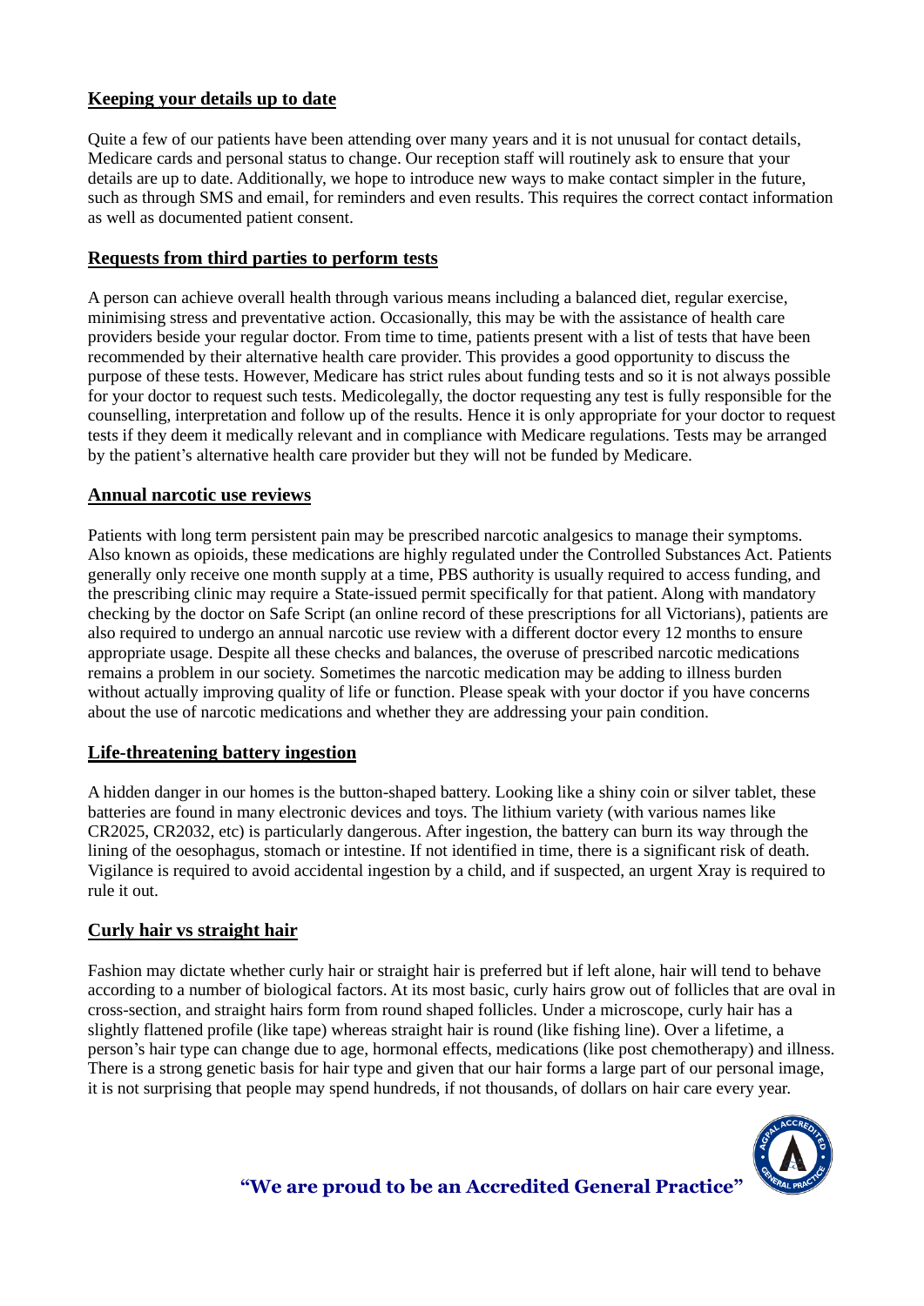## Keeping your details up to date

Quite a few of our patients have been attending over many years and it is not unusual for contact details, Medicare cards and personal status to change. Our reception staff will routinely ask to ensure that your details are up to date. Additionally, we hope to introduce new ways to make contact simpler in the future, such as through SMS and email, for reminders and even results. This requires the correct contact information as well as documented patient consent.

## Requests from third parties to perform tests

A person can achieve overall health through various means including a balanced diet, regular exercise, minimising stress and preventative action. Occasionally, this may be with the assistance of health care providers beside your regular doctor. From time to time, patients present with a list of tests that have been recommended by their alternative health care provider. This provides a good opportunity to discuss the purpose of these tests. However, Medicare has strict rules about funding tests and so it is not always possible for your doctor to request such tests. Medicolegally, the doctor requesting any test is fully responsible for the counselling, interpretation and follow up of the results. Hence it is only appropriate for your doctor to request tests if they deem it medically relevant and in compliance with Medicare regulations. Tests may be arranged by the patient's alternative health care provider but they will not be funded by Medicare.

## Annual narcotic use reviews

Patients with long term persistent pain may be prescribed narcotic analgesics to manage their symptoms. Also known as opioids, these medications are highly regulated under the Controlled Substances Act. Patients generally only receive one month supply at a time, PBS authority is usually required to access funding, and the prescribing clinic may require a State-issued permit specifically for that patient. Along with mandatory checking by the doctor on Safe Script (an online record of these prescriptions for all Victorians), patients are also required to undergo an annual narcotic use review with a different doctor every 12 months to ensure appropriate usage. Despite all these checks and balances, the overuse of prescribed narcotic medications remains a problem in our society. Sometimes the narcotic medication may be adding to illness burden without actually improving quality of life or function. Please speak with your doctor if you have concerns about the use of narcotic medications and whether they are addressing your pain condition.

## Life-threatening battery ingestion

A hidden danger in our homes is the button-shaped battery. Looking like a shiny coin or silver tablet, these batteries are found in many electronic devices and toys. The lithium variety (with various names like CR2025, CR2032, etc) is particularly dangerous. After ingestion, the battery can burn its way through the lining of the oesophagus, stomach or intestine. If not identified in time, there is a significant risk of death. Vigilance is required to avoid accidental ingestion by a child, and if suspected, an urgent Xray is required to rule it out.

## Curly hair vs straight hair

Fashion may dictate whether curly hair or straight hair is preferred but if left alone, hair will tend to behave according to a number of biological factors. At its most basic, curly hairs grow out of follicles that are oval in cross-section, and straight hairs form from round shaped follicles. Under a microscope, curly hair has a slightly flattened profile (like tape) whereas straight hair is round (like fishing line). Over a lifetime, a person's hair type can change due to age, hormonal effects, medications (like post chemotherapy) and illness. There is a strong genetic basis for hair type and given that our hair forms a large part of our personal image, it is not surprising that people may spend hundreds, if not thousands, of dollars on hair care every year.

**"We are proud to be an Accredited General Practice"**